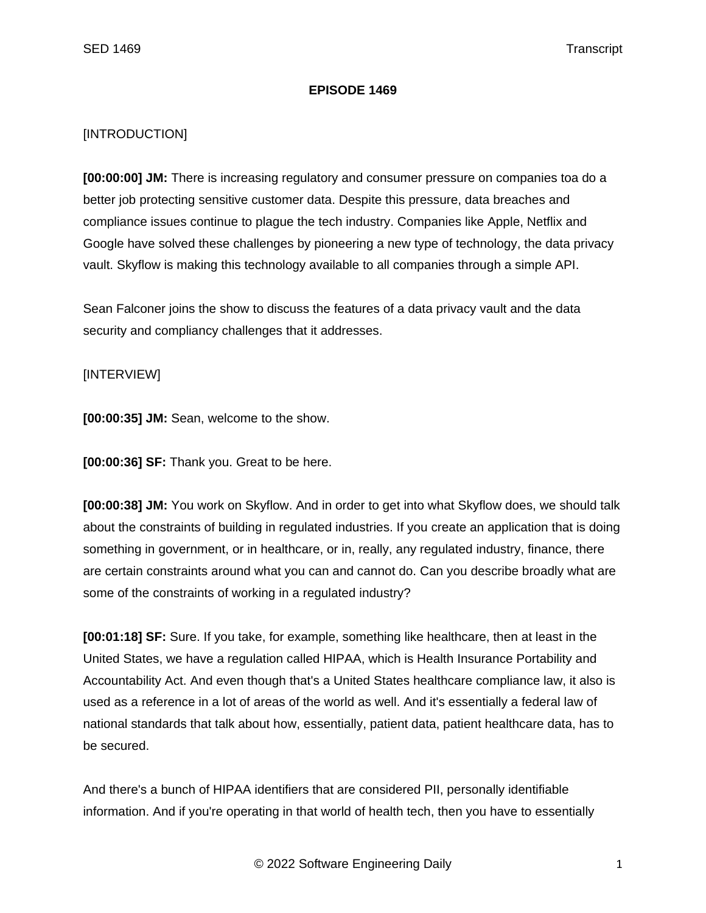**EPISODE 1469**

[INTRODUCTION]

**[00:00:00] JM:** There is increasing regulatory and consumer pressure on companies toa do a better job protecting sensitive customer data. Despite this pressure, data breaches and compliance issues continue to plague the tech industry. Companies like Apple, Netflix and Google have solved these challenges by pioneering a new type of technology, the data privacy vault. Skyflow is making this technology available to all companies through a simple API.

Sean Falconer joins the show to discuss the features of a data privacy vault and the data security and compliancy challenges that it addresses.

[INTERVIEW]

**[00:00:35] JM:** Sean, welcome to the show.

**[00:00:36] SF:** Thank you. Great to be here.

**[00:00:38] JM:** You work on Skyflow. And in order to get into what Skyflow does, we should talk about the constraints of building in regulated industries. If you create an application that is doing something in government, or in healthcare, or in, really, any regulated industry, finance, there are certain constraints around what you can and cannot do. Can you describe broadly what are some of the constraints of working in a regulated industry?

**[00:01:18] SF:** Sure. If you take, for example, something like healthcare, then at least in the United States, we have a regulation called HIPAA, which is Health Insurance Portability and Accountability Act. And even though that's a United States healthcare compliance law, it also is used as a reference in a lot of areas of the world as well. And it's essentially a federal law of national standards that talk about how, essentially, patient data, patient healthcare data, has to be secured.

And there's a bunch of HIPAA identifiers that are considered PII, personally identifiable information. And if you're operating in that world of health tech, then you have to essentially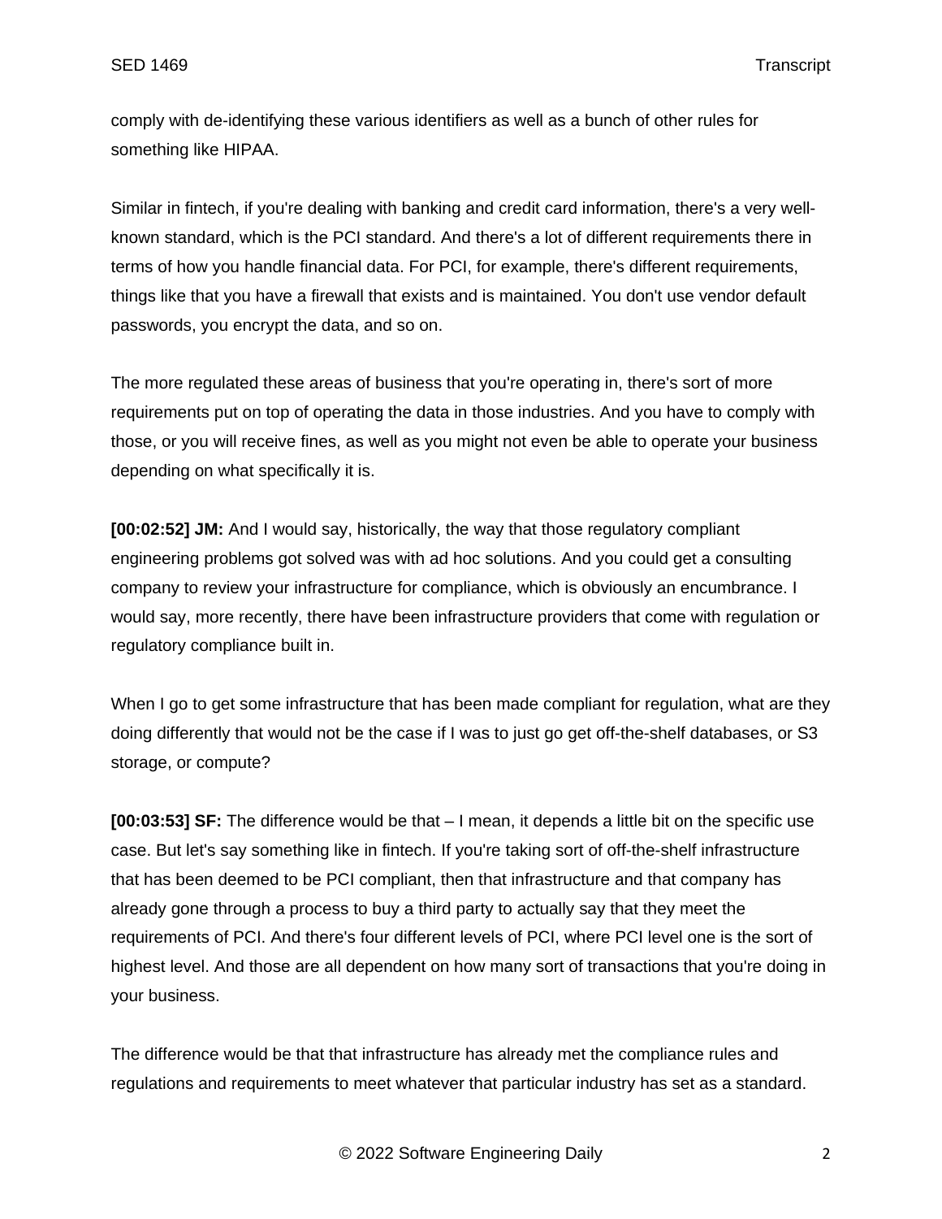comply with de-identifying these various identifiers as well as a bunch of other rules for something like HIPAA.

Similar in fintech, if you're dealing with banking and credit card information, there's a very well-known standard, which is the PCI standard. And there's a lot of different requirements there in terms of how you handle financial data. For PCI, for example, there's different requirements, things like that you have a firewall that exists and is maintained. You don't use vendor default passwords, you encrypt the data, and so on.

The more regulated these areas of business that you're operating in, there's sort of more requirements put on top of operating the data in those industries. And you have to comply with those, or you will receive fines, as well as you might not even be able to operate your business depending on what specifically it is.

**[00:02:52] JM:** And I would say, historically, the way that those regulatory compliant engineering problems got solved was with ad hoc solutions. And you could get a consulting company to review your infrastructure for compliance, which is obviously an encumbrance. I would say, more recently, there have been infrastructure providers that come with regulation or regulatory compliance built in.

When I go to get some infrastructure that has been made compliant for regulation, what are they doing differently that would not be the case if I was to just go get off-the-shelf databases, or S3 storage, or compute?

**[00:03:53] SF:** The difference would be that – I mean, it depends a little bit on the specific use case. But let's say something like in fintech. If you're taking sort of off-the-shelf infrastructure that has been deemed to be PCI compliant, then that infrastructure and that company has already gone through a process to buy a third party to actually say that they meet the requirements of PCI. And there's four different levels of PCI, where PCI level one is the sort of highest level. And those are all dependent on how many sort of transactions that you're doing in your business.

The difference would be that that infrastructure has already met the compliance rules and regulations and requirements to meet whatever that particular industry has set as a standard.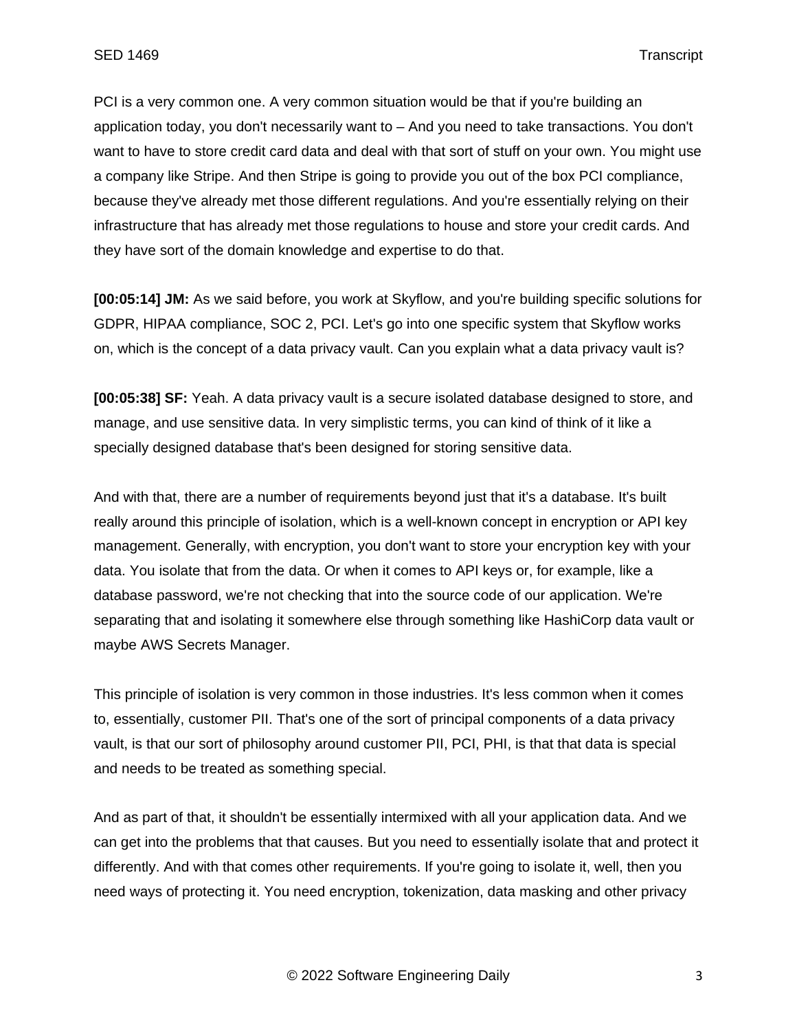PCI is a very common one. A very common situation would be that if you're building an application today, you don't necessarily want to – And you need to take transactions. You don't want to have to store credit card data and deal with that sort of stuff on your own. You might use a company like Stripe. And then Stripe is going to provide you out of the box PCI compliance, because they've already met those different regulations. And you're essentially relying on their infrastructure that has already met those regulations to house and store your credit cards. And they have sort of the domain knowledge and expertise to do that.

**[00:05:14] JM:** As we said before, you work at Skyflow, and you're building specific solutions for GDPR, HIPAA compliance, SOC 2, PCI. Let's go into one specific system that Skyflow works on, which is the concept of a data privacy vault. Can you explain what a data privacy vault is?

**[00:05:38] SF:** Yeah. A data privacy vault is a secure isolated database designed to store, and manage, and use sensitive data. In very simplistic terms, you can kind of think of it like a specially designed database that's been designed for storing sensitive data.

And with that, there are a number of requirements beyond just that it's a database. It's built really around this principle of isolation, which is a well-known concept in encryption or API key management. Generally, with encryption, you don't want to store your encryption key with your data. You isolate that from the data. Or when it comes to API keys or, for example, like a database password, we're not checking that into the source code of our application. We're separating that and isolating it somewhere else through something like HashiCorp data vault or maybe AWS Secrets Manager.

This principle of isolation is very common in those industries. It's less common when it comes to, essentially, customer PII. That's one of the sort of principal components of a data privacy vault, is that our sort of philosophy around customer PII, PCI, PHI, is that that data is special and needs to be treated as something special.

And as part of that, it shouldn't be essentially intermixed with all your application data. And we can get into the problems that that causes. But you need to essentially isolate that and protect it differently. And with that comes other requirements. If you're going to isolate it, well, then you need ways of protecting it. You need encryption, tokenization, data masking and other privacy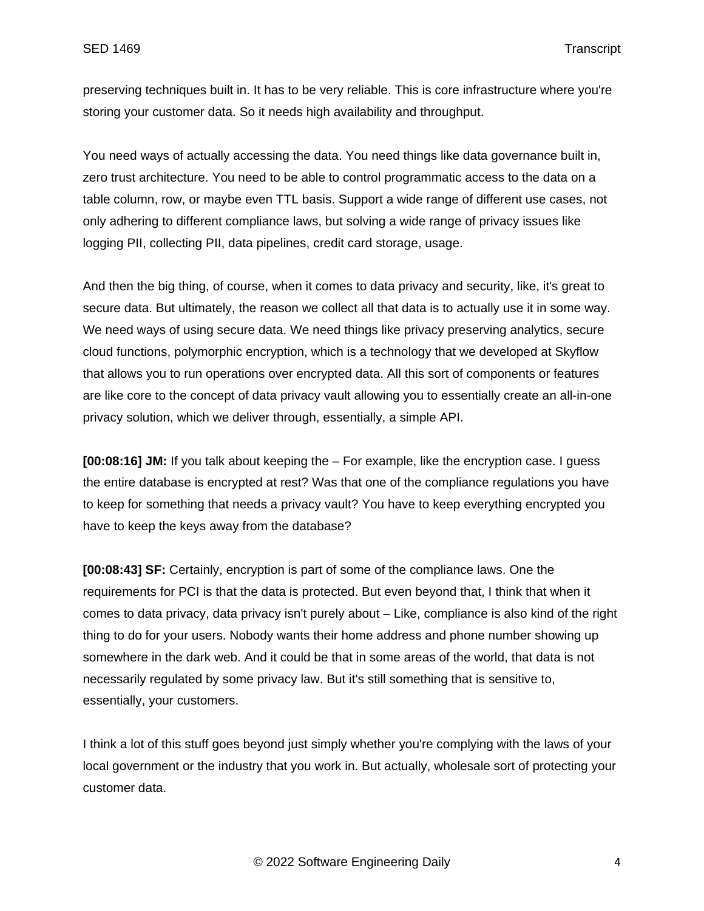preserving techniques built in. It has to be very reliable. This is core infrastructure where you're storing your customer data. So it needs high availability and throughput.

You need ways of actually accessing the data. You need things like data governance built in, zero trust architecture. You need to be able to control programmatic access to the data on a table column, row, or maybe even TTL basis. Support a wide range of different use cases, not only adhering to different compliance laws, but solving a wide range of privacy issues like logging PII, collecting PII, data pipelines, credit card storage, usage.

And then the big thing, of course, when it comes to data privacy and security, like, it's great to secure data. But ultimately, the reason we collect all that data is to actually use it in some way. We need ways of using secure data. We need things like privacy preserving analytics, secure cloud functions, polymorphic encryption, which is a technology that we developed at Skyflow that allows you to run operations over encrypted data. All this sort of components or features are like core to the concept of data privacy vault allowing you to essentially create an all-in-one privacy solution, which we deliver through, essentially, a simple API.

**[00:08:16] JM:** If you talk about keeping the – For example, like the encryption case. I guess the entire database is encrypted at rest? Was that one of the compliance regulations you have to keep for something that needs a privacy vault? You have to keep everything encrypted you have to keep the keys away from the database?

**[00:08:43] SF:** Certainly, encryption is part of some of the compliance laws. One the requirements for PCI is that the data is protected. But even beyond that, I think that when it comes to data privacy, data privacy isn't purely about – Like, compliance is also kind of the right thing to do for your users. Nobody wants their home address and phone number showing up somewhere in the dark web. And it could be that in some areas of the world, that data is not necessarily regulated by some privacy law. But it's still something that is sensitive to, essentially, your customers.

I think a lot of this stuff goes beyond just simply whether you're complying with the laws of your local government or the industry that you work in. But actually, wholesale sort of protecting your customer data.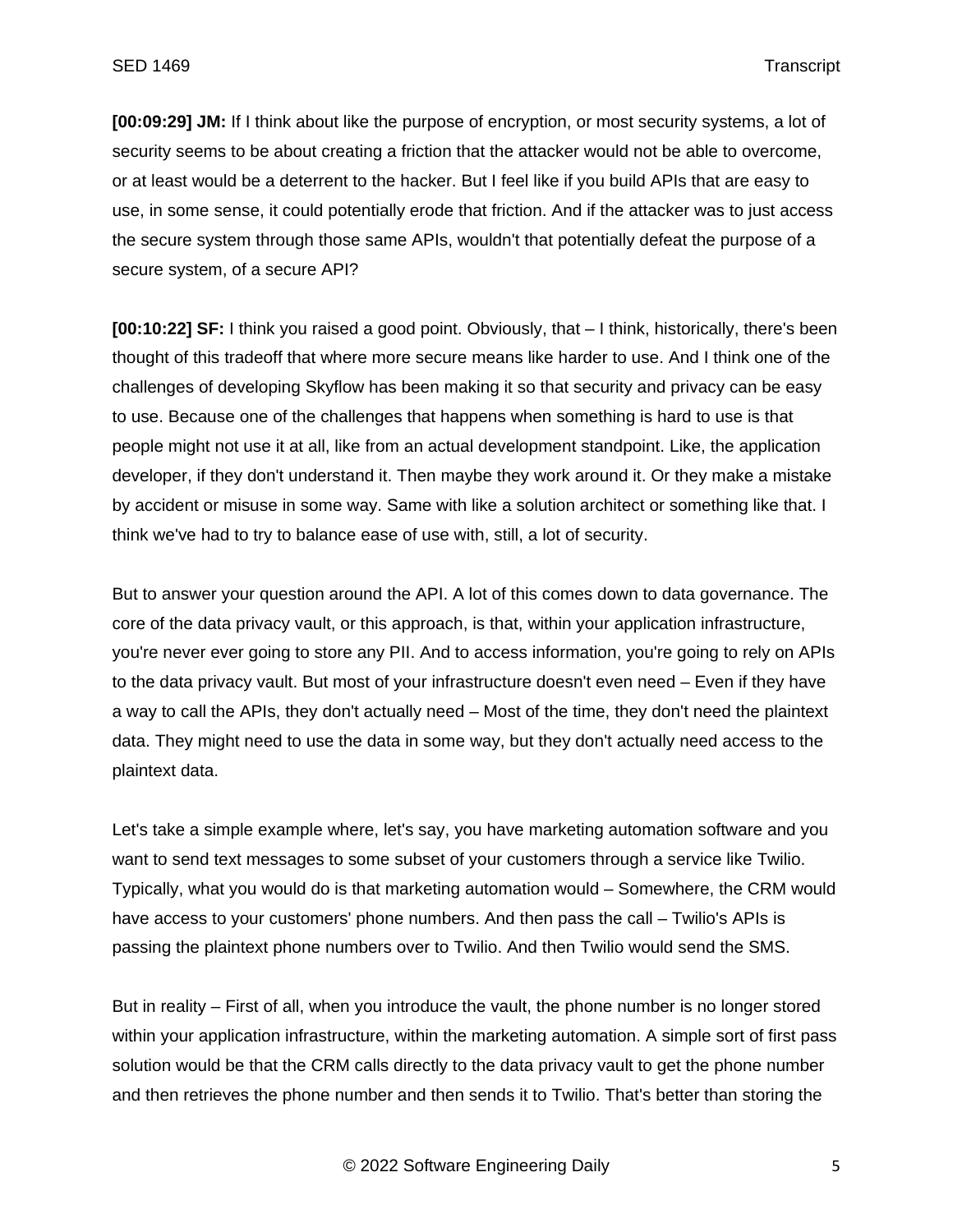**[00:09:29] JM:** If I think about like the purpose of encryption, or most security systems, a lot of security seems to be about creating a friction that the attacker would not be able to overcome, or at least would be a deterrent to the hacker. But I feel like if you build APIs that are easy to use, in some sense, it could potentially erode that friction. And if the attacker was to just access the secure system through those same APIs, wouldn't that potentially defeat the purpose of a secure system, of a secure API?

**[00:10:22] SF:** I think you raised a good point. Obviously, that – I think, historically, there's been thought of this tradeoff that where more secure means like harder to use. And I think one of the challenges of developing Skyflow has been making it so that security and privacy can be easy to use. Because one of the challenges that happens when something is hard to use is that people might not use it at all, like from an actual development standpoint. Like, the application developer, if they don't understand it. Then maybe they work around it. Or they make a mistake by accident or misuse in some way. Same with like a solution architect or something like that. I think we've had to try to balance ease of use with, still, a lot of security.

But to answer your question around the API. A lot of this comes down to data governance. The core of the data privacy vault, or this approach, is that, within your application infrastructure, you're never ever going to store any PII. And to access information, you're going to rely on APIs to the data privacy vault. But most of your infrastructure doesn't even need – Even if they have a way to call the APIs, they don't actually need – Most of the time, they don't need the plaintext data. They might need to use the data in some way, but they don't actually need access to the plaintext data.

Let's take a simple example where, let's say, you have marketing automation software and you want to send text messages to some subset of your customers through a service like Twilio. Typically, what you would do is that marketing automation would – Somewhere, the CRM would have access to your customers' phone numbers. And then pass the call – Twilio's APIs is passing the plaintext phone numbers over to Twilio. And then Twilio would send the SMS.

But in reality – First of all, when you introduce the vault, the phone number is no longer stored within your application infrastructure, within the marketing automation. A simple sort of first pass solution would be that the CRM calls directly to the data privacy vault to get the phone number and then retrieves the phone number and then sends it to Twilio. That's better than storing the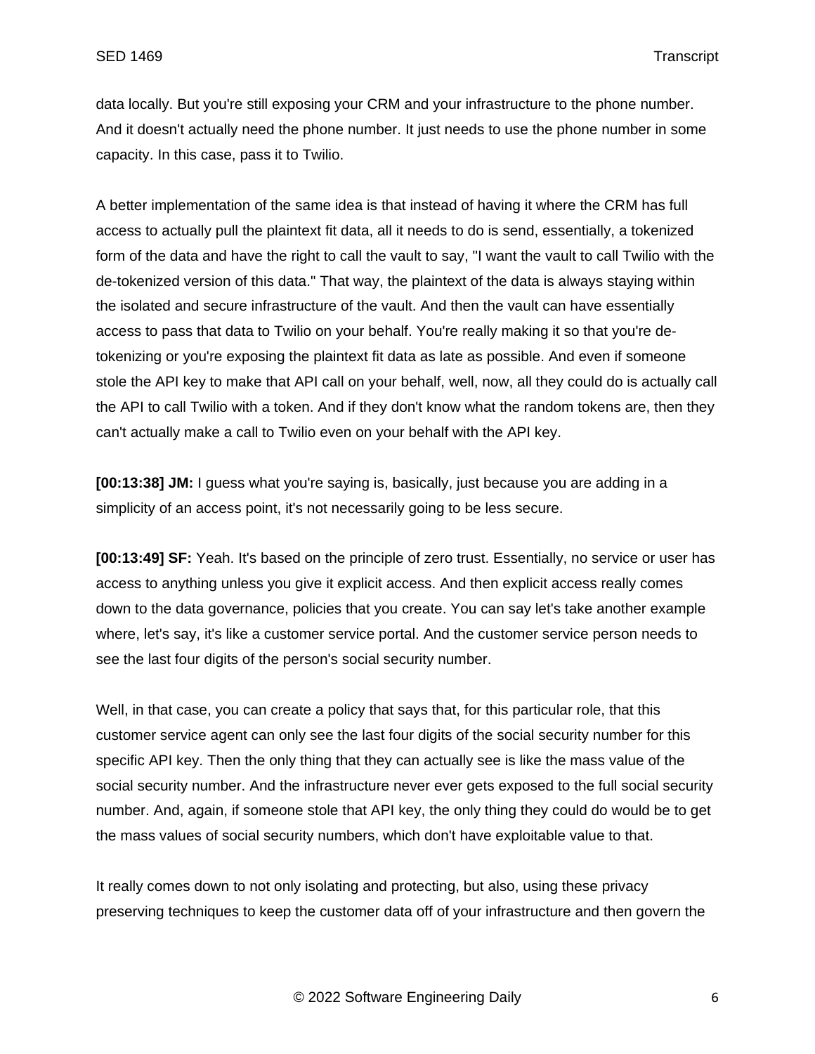data locally. But you're still exposing your CRM and your infrastructure to the phone number. And it doesn't actually need the phone number. It just needs to use the phone number in some capacity. In this case, pass it to Twilio.

A better implementation of the same idea is that instead of having it where the CRM has full access to actually pull the plaintext fit data, all it needs to do is send, essentially, a tokenized form of the data and have the right to call the vault to say, "I want the vault to call Twilio with the de-tokenized version of this data." That way, the plaintext of the data is always staying within the isolated and secure infrastructure of the vault. And then the vault can have essentially access to pass that data to Twilio on your behalf. You're really making it so that you're de-tokenizing or you're exposing the plaintext fit data as late as possible. And even if someone stole the API key to make that API call on your behalf, well, now, all they could do is actually call the API to call Twilio with a token. And if they don't know what the random tokens are, then they can't actually make a call to Twilio even on your behalf with the API key.

**[00:13:38] JM:** I guess what you're saying is, basically, just because you are adding in a simplicity of an access point, it's not necessarily going to be less secure.

**[00:13:49] SF:** Yeah. It's based on the principle of zero trust. Essentially, no service or user has access to anything unless you give it explicit access. And then explicit access really comes down to the data governance, policies that you create. You can say let's take another example where, let's say, it's like a customer service portal. And the customer service person needs to see the last four digits of the person's social security number.

Well, in that case, you can create a policy that says that, for this particular role, that this customer service agent can only see the last four digits of the social security number for this specific API key. Then the only thing that they can actually see is like the mass value of the social security number. And the infrastructure never ever gets exposed to the full social security number. And, again, if someone stole that API key, the only thing they could do would be to get the mass values of social security numbers, which don't have exploitable value to that.

It really comes down to not only isolating and protecting, but also, using these privacy preserving techniques to keep the customer data off of your infrastructure and then govern the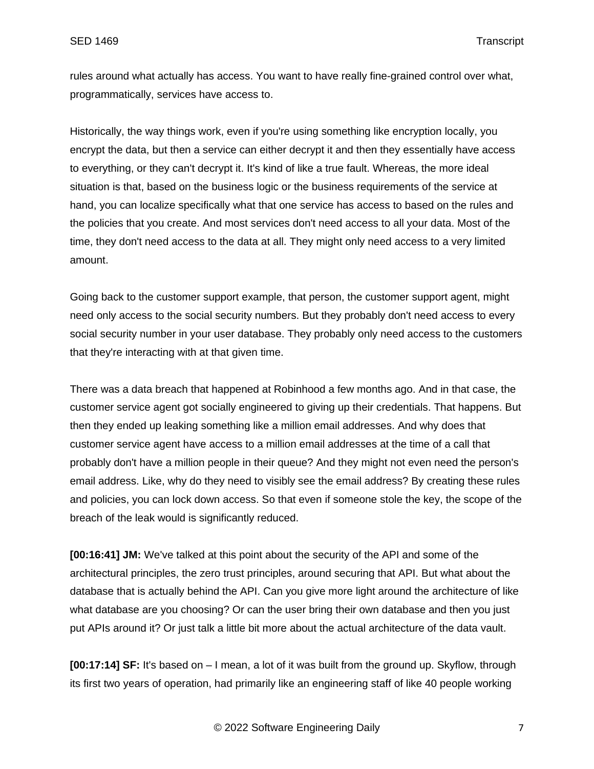rules around what actually has access. You want to have really fine-grained control over what, programmatically, services have access to.

Historically, the way things work, even if you're using something like encryption locally, you encrypt the data, but then a service can either decrypt it and then they essentially have access to everything, or they can't decrypt it. It's kind of like a true fault. Whereas, the more ideal situation is that, based on the business logic or the business requirements of the service at hand, you can localize specifically what that one service has access to based on the rules and the policies that you create. And most services don't need access to all your data. Most of the time, they don't need access to the data at all. They might only need access to a very limited amount.

Going back to the customer support example, that person, the customer support agent, might need only access to the social security numbers. But they probably don't need access to every social security number in your user database. They probably only need access to the customers that they're interacting with at that given time.

There was a data breach that happened at Robinhood a few months ago. And in that case, the customer service agent got socially engineered to giving up their credentials. That happens. But then they ended up leaking something like a million email addresses. And why does that customer service agent have access to a million email addresses at the time of a call that probably don't have a million people in their queue? And they might not even need the person's email address. Like, why do they need to visibly see the email address? By creating these rules and policies, you can lock down access. So that even if someone stole the key, the scope of the breach of the leak would is significantly reduced.

**[00:16:41] JM:** We've talked at this point about the security of the API and some of the architectural principles, the zero trust principles, around securing that API. But what about the database that is actually behind the API. Can you give more light around the architecture of like what database are you choosing? Or can the user bring their own database and then you just put APIs around it? Or just talk a little bit more about the actual architecture of the data vault.

**[00:17:14] SF:** It's based on – I mean, a lot of it was built from the ground up. Skyflow, through its first two years of operation, had primarily like an engineering staff of like 40 people working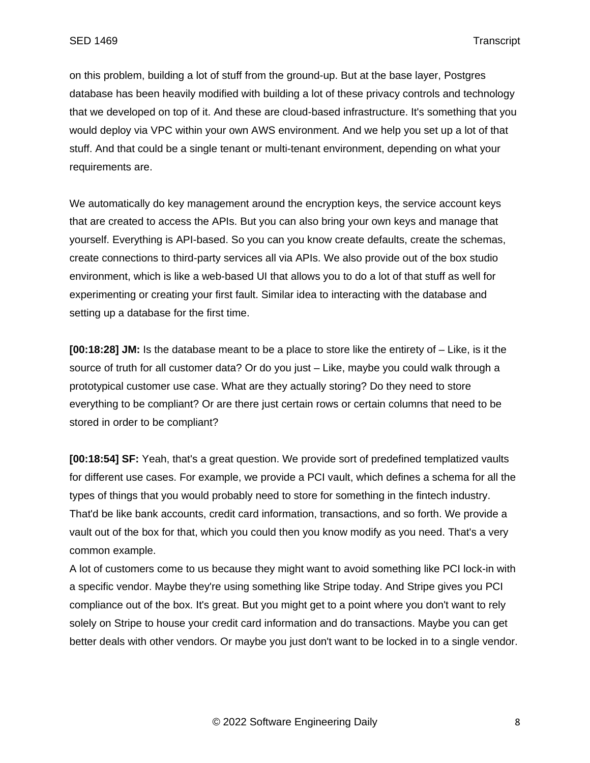on this problem, building a lot of stuff from the ground-up. But at the base layer, Postgres database has been heavily modified with building a lot of these privacy controls and technology that we developed on top of it. And these are cloud-based infrastructure. It's something that you would deploy via VPC within your own AWS environment. And we help you set up a lot of that stuff. And that could be a single tenant or multi-tenant environment, depending on what your requirements are.

We automatically do key management around the encryption keys, the service account keys that are created to access the APIs. But you can also bring your own keys and manage that yourself. Everything is API-based. So you can you know create defaults, create the schemas, create connections to third-party services all via APIs. We also provide out of the box studio environment, which is like a web-based UI that allows you to do a lot of that stuff as well for experimenting or creating your first fault. Similar idea to interacting with the database and setting up a database for the first time.

**[00:18:28] JM:** Is the database meant to be a place to store like the entirety of – Like, is it the source of truth for all customer data? Or do you just – Like, maybe you could walk through a prototypical customer use case. What are they actually storing? Do they need to store everything to be compliant? Or are there just certain rows or certain columns that need to be stored in order to be compliant?

**[00:18:54] SF:** Yeah, that's a great question. We provide sort of predefined templatized vaults for different use cases. For example, we provide a PCI vault, which defines a schema for all the types of things that you would probably need to store for something in the fintech industry. That'd be like bank accounts, credit card information, transactions, and so forth. We provide a vault out of the box for that, which you could then you know modify as you need. That's a very common example.

A lot of customers come to us because they might want to avoid something like PCI lock-in with a specific vendor. Maybe they're using something like Stripe today. And Stripe gives you PCI compliance out of the box. It's great. But you might get to a point where you don't want to rely solely on Stripe to house your credit card information and do transactions. Maybe you can get better deals with other vendors. Or maybe you just don't want to be locked in to a single vendor.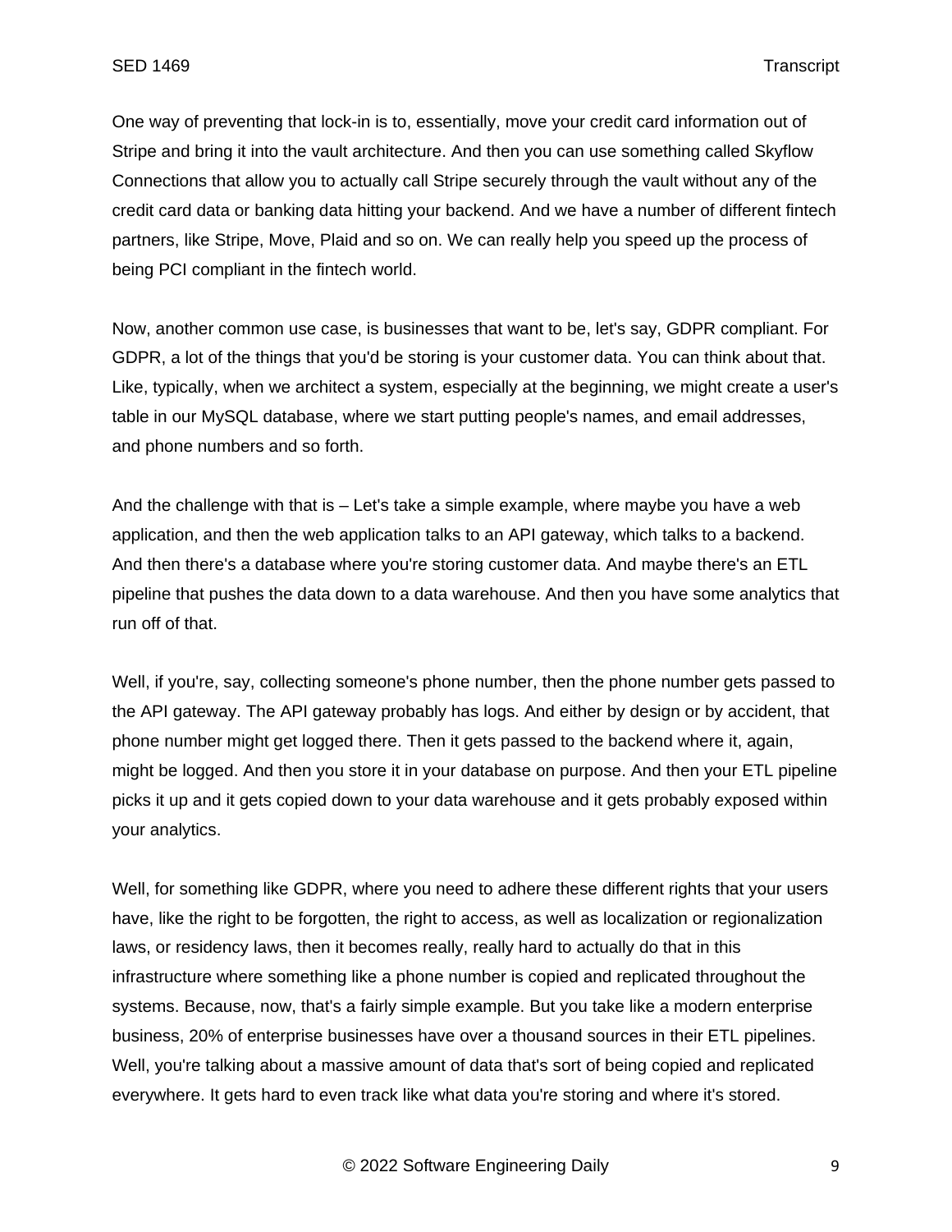One way of preventing that lock-in is to, essentially, move your credit card information out of Stripe and bring it into the vault architecture. And then you can use something called Skyflow Connections that allow you to actually call Stripe securely through the vault without any of the credit card data or banking data hitting your backend. And we have a number of different fintech partners, like Stripe, Move, Plaid and so on. We can really help you speed up the process of being PCI compliant in the fintech world.

Now, another common use case, is businesses that want to be, let's say, GDPR compliant. For GDPR, a lot of the things that you'd be storing is your customer data. You can think about that. Like, typically, when we architect a system, especially at the beginning, we might create a user's table in our MySQL database, where we start putting people's names, and email addresses, and phone numbers and so forth.

And the challenge with that is – Let's take a simple example, where maybe you have a web application, and then the web application talks to an API gateway, which talks to a backend. And then there's a database where you're storing customer data. And maybe there's an ETL pipeline that pushes the data down to a data warehouse. And then you have some analytics that run off of that.

Well, if you're, say, collecting someone's phone number, then the phone number gets passed to the API gateway. The API gateway probably has logs. And either by design or by accident, that phone number might get logged there. Then it gets passed to the backend where it, again, might be logged. And then you store it in your database on purpose. And then your ETL pipeline picks it up and it gets copied down to your data warehouse and it gets probably exposed within your analytics.

Well, for something like GDPR, where you need to adhere these different rights that your users have, like the right to be forgotten, the right to access, as well as localization or regionalization laws, or residency laws, then it becomes really, really hard to actually do that in this infrastructure where something like a phone number is copied and replicated throughout the systems. Because, now, that's a fairly simple example. But you take like a modern enterprise business, 20% of enterprise businesses have over a thousand sources in their ETL pipelines. Well, you're talking about a massive amount of data that's sort of being copied and replicated everywhere. It gets hard to even track like what data you're storing and where it's stored.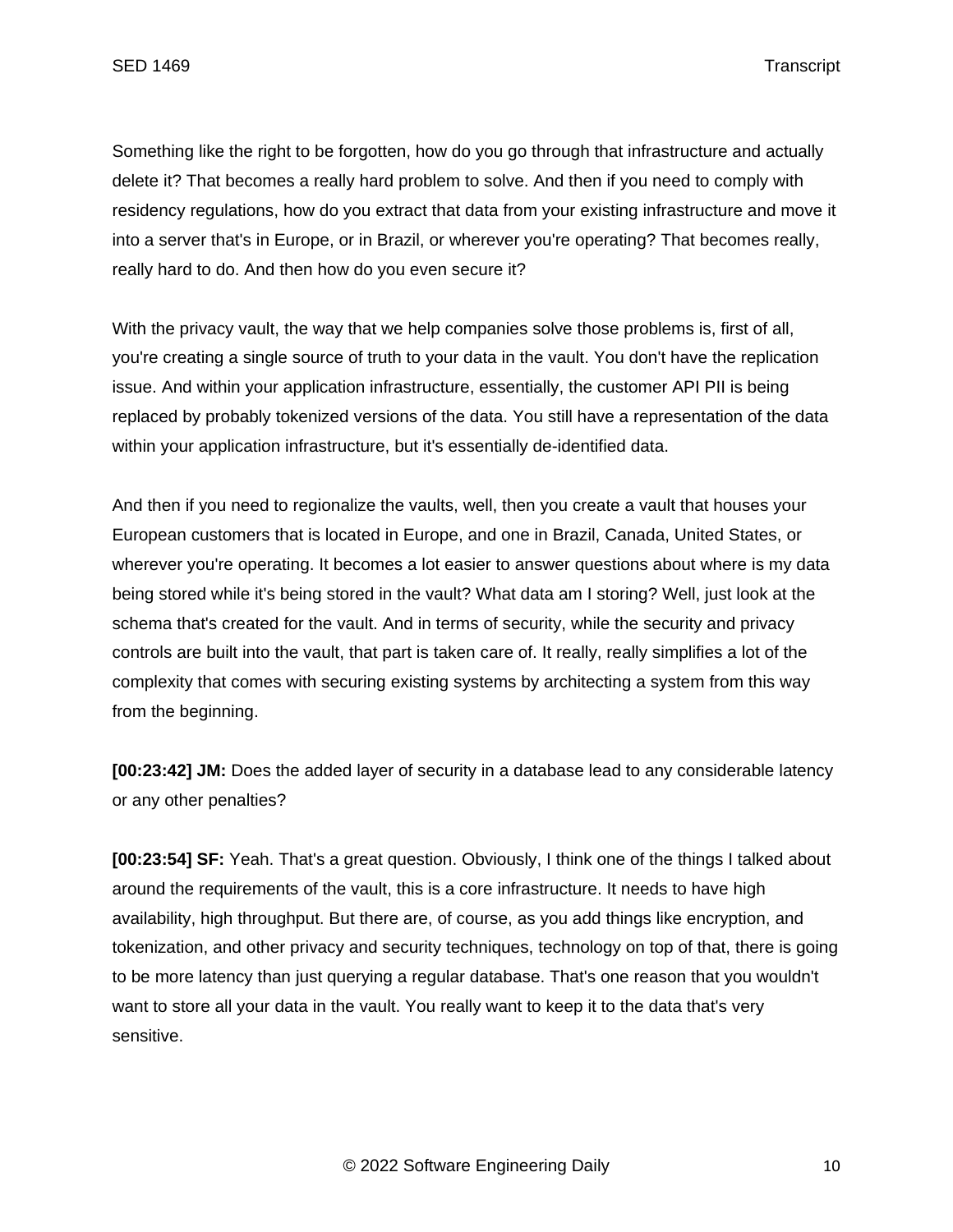Something like the right to be forgotten, how do you go through that infrastructure and actually delete it? That becomes a really hard problem to solve. And then if you need to comply with residency regulations, how do you extract that data from your existing infrastructure and move it into a server that's in Europe, or in Brazil, or wherever you're operating? That becomes really, really hard to do. And then how do you even secure it?

With the privacy vault, the way that we help companies solve those problems is, first of all, you're creating a single source of truth to your data in the vault. You don't have the replication issue. And within your application infrastructure, essentially, the customer API PII is being replaced by probably tokenized versions of the data. You still have a representation of the data within your application infrastructure, but it's essentially de-identified data.

And then if you need to regionalize the vaults, well, then you create a vault that houses your European customers that is located in Europe, and one in Brazil, Canada, United States, or wherever you're operating. It becomes a lot easier to answer questions about where is my data being stored while it's being stored in the vault? What data am I storing? Well, just look at the schema that's created for the vault. And in terms of security, while the security and privacy controls are built into the vault, that part is taken care of. It really, really simplifies a lot of the complexity that comes with securing existing systems by architecting a system from this way from the beginning.

**[00:23:42] JM:** Does the added layer of security in a database lead to any considerable latency or any other penalties?

**[00:23:54] SF:** Yeah. That's a great question. Obviously, I think one of the things I talked about around the requirements of the vault, this is a core infrastructure. It needs to have high availability, high throughput. But there are, of course, as you add things like encryption, and tokenization, and other privacy and security techniques, technology on top of that, there is going to be more latency than just querying a regular database. That's one reason that you wouldn't want to store all your data in the vault. You really want to keep it to the data that's very sensitive.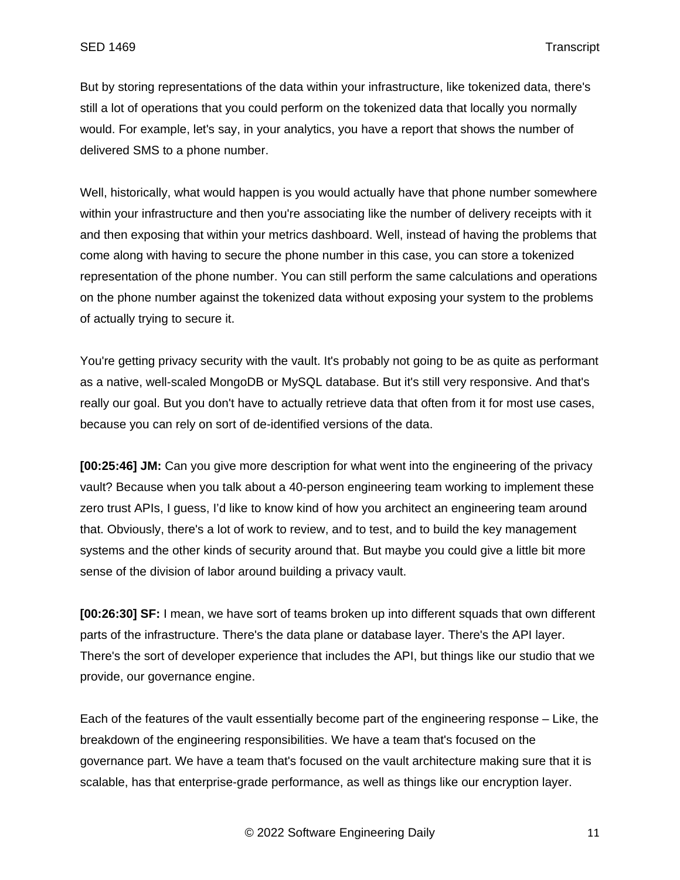But by storing representations of the data within your infrastructure, like tokenized data, there's still a lot of operations that you could perform on the tokenized data that locally you normally would. For example, let's say, in your analytics, you have a report that shows the number of delivered SMS to a phone number.

Well, historically, what would happen is you would actually have that phone number somewhere within your infrastructure and then you're associating like the number of delivery receipts with it and then exposing that within your metrics dashboard. Well, instead of having the problems that come along with having to secure the phone number in this case, you can store a tokenized representation of the phone number. You can still perform the same calculations and operations on the phone number against the tokenized data without exposing your system to the problems of actually trying to secure it.

You're getting privacy security with the vault. It's probably not going to be as quite as performant as a native, well-scaled MongoDB or MySQL database. But it's still very responsive. And that's really our goal. But you don't have to actually retrieve data that often from it for most use cases, because you can rely on sort of de-identified versions of the data.

**[00:25:46] JM:** Can you give more description for what went into the engineering of the privacy vault? Because when you talk about a 40-person engineering team working to implement these zero trust APIs, I guess, I'd like to know kind of how you architect an engineering team around that. Obviously, there's a lot of work to review, and to test, and to build the key management systems and the other kinds of security around that. But maybe you could give a little bit more sense of the division of labor around building a privacy vault.

**[00:26:30] SF:** I mean, we have sort of teams broken up into different squads that own different parts of the infrastructure. There's the data plane or database layer. There's the API layer. There's the sort of developer experience that includes the API, but things like our studio that we provide, our governance engine.

Each of the features of the vault essentially become part of the engineering response – Like, the breakdown of the engineering responsibilities. We have a team that's focused on the governance part. We have a team that's focused on the vault architecture making sure that it is scalable, has that enterprise-grade performance, as well as things like our encryption layer.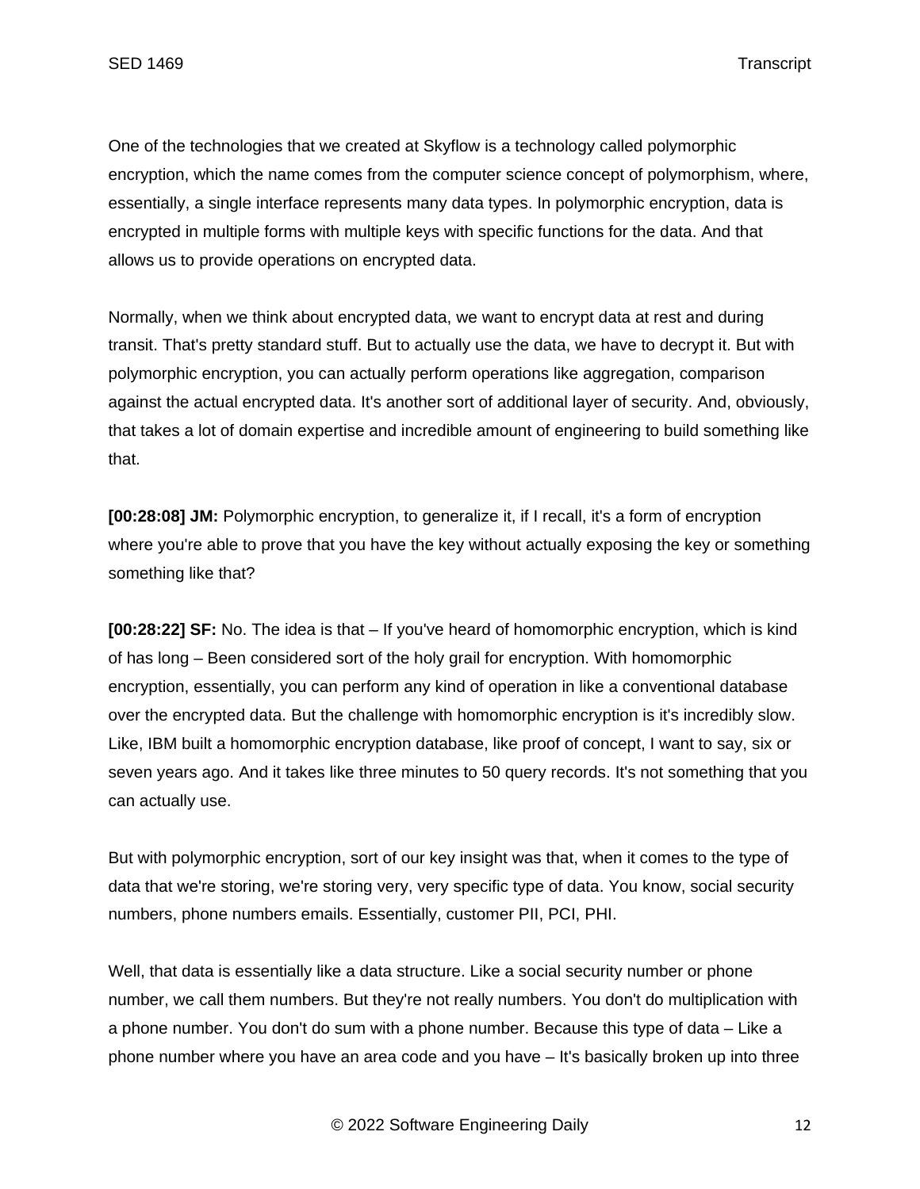One of the technologies that we created at Skyflow is a technology called polymorphic encryption, which the name comes from the computer science concept of polymorphism, where, essentially, a single interface represents many data types. In polymorphic encryption, data is encrypted in multiple forms with multiple keys with specific functions for the data. And that allows us to provide operations on encrypted data.

Normally, when we think about encrypted data, we want to encrypt data at rest and during transit. That's pretty standard stuff. But to actually use the data, we have to decrypt it. But with polymorphic encryption, you can actually perform operations like aggregation, comparison against the actual encrypted data. It's another sort of additional layer of security. And, obviously, that takes a lot of domain expertise and incredible amount of engineering to build something like that.

**[00:28:08] JM:** Polymorphic encryption, to generalize it, if I recall, it's a form of encryption where you're able to prove that you have the key without actually exposing the key or something something like that?

**[00:28:22] SF:** No. The idea is that – If you've heard of homomorphic encryption, which is kind of has long – Been considered sort of the holy grail for encryption. With homomorphic encryption, essentially, you can perform any kind of operation in like a conventional database over the encrypted data. But the challenge with homomorphic encryption is it's incredibly slow. Like, IBM built a homomorphic encryption database, like proof of concept, I want to say, six or seven years ago. And it takes like three minutes to 50 query records. It's not something that you can actually use.

But with polymorphic encryption, sort of our key insight was that, when it comes to the type of data that we're storing, we're storing very, very specific type of data. You know, social security numbers, phone numbers emails. Essentially, customer PII, PCI, PHI.

Well, that data is essentially like a data structure. Like a social security number or phone number, we call them numbers. But they're not really numbers. You don't do multiplication with a phone number. You don't do sum with a phone number. Because this type of data – Like a phone number where you have an area code and you have – It's basically broken up into three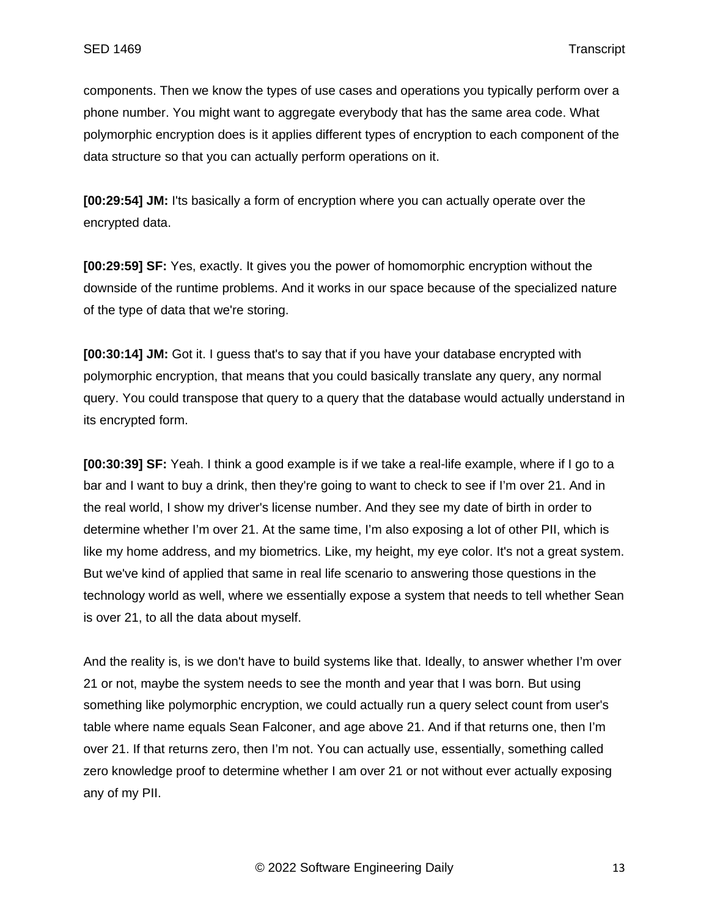components. Then we know the types of use cases and operations you typically perform over a phone number. You might want to aggregate everybody that has the same area code. What polymorphic encryption does is it applies different types of encryption to each component of the data structure so that you can actually perform operations on it.

**[00:29:54] JM:** I'ts basically a form of encryption where you can actually operate over the encrypted data.

**[00:29:59] SF:** Yes, exactly. It gives you the power of homomorphic encryption without the downside of the runtime problems. And it works in our space because of the specialized nature of the type of data that we're storing.

**[00:30:14] JM:** Got it. I guess that's to say that if you have your database encrypted with polymorphic encryption, that means that you could basically translate any query, any normal query. You could transpose that query to a query that the database would actually understand in its encrypted form.

**[00:30:39] SF:** Yeah. I think a good example is if we take a real-life example, where if I go to a bar and I want to buy a drink, then they're going to want to check to see if I'm over 21. And in the real world, I show my driver's license number. And they see my date of birth in order to determine whether I'm over 21. At the same time, I'm also exposing a lot of other PII, which is like my home address, and my biometrics. Like, my height, my eye color. It's not a great system. But we've kind of applied that same in real life scenario to answering those questions in the technology world as well, where we essentially expose a system that needs to tell whether Sean is over 21, to all the data about myself.

And the reality is, is we don't have to build systems like that. Ideally, to answer whether I'm over 21 or not, maybe the system needs to see the month and year that I was born. But using something like polymorphic encryption, we could actually run a query select count from user's table where name equals Sean Falconer, and age above 21. And if that returns one, then I'm over 21. If that returns zero, then I'm not. You can actually use, essentially, something called zero knowledge proof to determine whether I am over 21 or not without ever actually exposing any of my PII.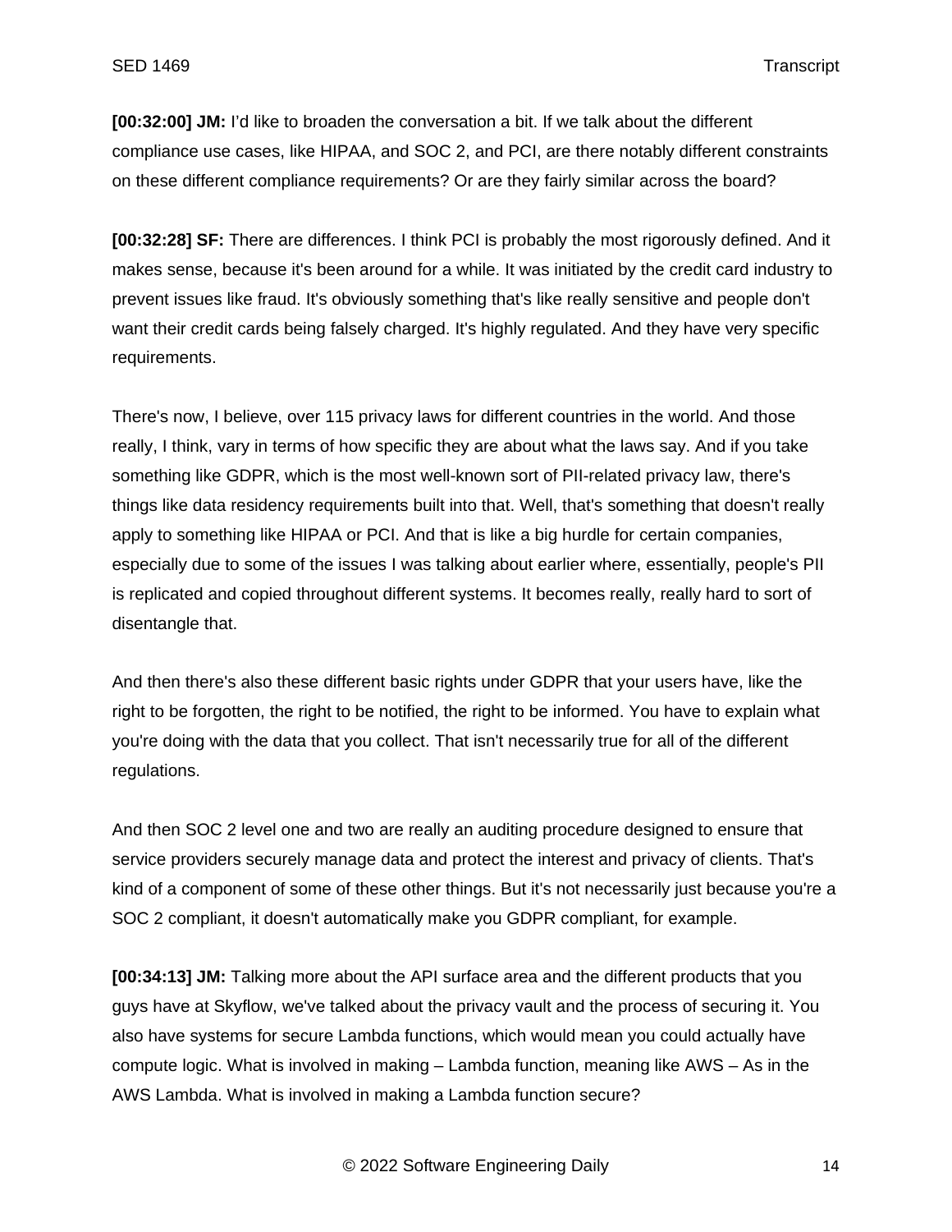**[00:32:00] JM:** I'd like to broaden the conversation a bit. If we talk about the different compliance use cases, like HIPAA, and SOC 2, and PCI, are there notably different constraints on these different compliance requirements? Or are they fairly similar across the board?

**[00:32:28] SF:** There are differences. I think PCI is probably the most rigorously defined. And it makes sense, because it's been around for a while. It was initiated by the credit card industry to prevent issues like fraud. It's obviously something that's like really sensitive and people don't want their credit cards being falsely charged. It's highly regulated. And they have very specific requirements.

There's now, I believe, over 115 privacy laws for different countries in the world. And those really, I think, vary in terms of how specific they are about what the laws say. And if you take something like GDPR, which is the most well-known sort of PII-related privacy law, there's things like data residency requirements built into that. Well, that's something that doesn't really apply to something like HIPAA or PCI. And that is like a big hurdle for certain companies, especially due to some of the issues I was talking about earlier where, essentially, people's PII is replicated and copied throughout different systems. It becomes really, really hard to sort of disentangle that.

And then there's also these different basic rights under GDPR that your users have, like the right to be forgotten, the right to be notified, the right to be informed. You have to explain what you're doing with the data that you collect. That isn't necessarily true for all of the different regulations.

And then SOC 2 level one and two are really an auditing procedure designed to ensure that service providers securely manage data and protect the interest and privacy of clients. That's kind of a component of some of these other things. But it's not necessarily just because you're a SOC 2 compliant, it doesn't automatically make you GDPR compliant, for example.

**[00:34:13] JM:** Talking more about the API surface area and the different products that you guys have at Skyflow, we've talked about the privacy vault and the process of securing it. You also have systems for secure Lambda functions, which would mean you could actually have compute logic. What is involved in making – Lambda function, meaning like AWS – As in the AWS Lambda. What is involved in making a Lambda function secure?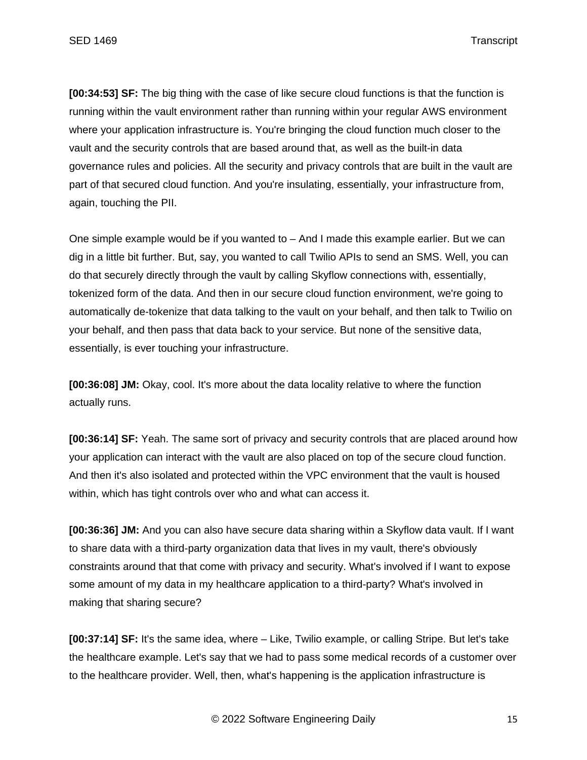**[00:34:53] SF:** The big thing with the case of like secure cloud functions is that the function is running within the vault environment rather than running within your regular AWS environment where your application infrastructure is. You're bringing the cloud function much closer to the vault and the security controls that are based around that, as well as the built-in data governance rules and policies. All the security and privacy controls that are built in the vault are part of that secured cloud function. And you're insulating, essentially, your infrastructure from, again, touching the PII.

One simple example would be if you wanted to – And I made this example earlier. But we can dig in a little bit further. But, say, you wanted to call Twilio APIs to send an SMS. Well, you can do that securely directly through the vault by calling Skyflow connections with, essentially, tokenized form of the data. And then in our secure cloud function environment, we're going to automatically de-tokenize that data talking to the vault on your behalf, and then talk to Twilio on your behalf, and then pass that data back to your service. But none of the sensitive data, essentially, is ever touching your infrastructure.

**[00:36:08] JM:** Okay, cool. It's more about the data locality relative to where the function actually runs.

**[00:36:14] SF:** Yeah. The same sort of privacy and security controls that are placed around how your application can interact with the vault are also placed on top of the secure cloud function. And then it's also isolated and protected within the VPC environment that the vault is housed within, which has tight controls over who and what can access it.

**[00:36:36] JM:** And you can also have secure data sharing within a Skyflow data vault. If I want to share data with a third-party organization data that lives in my vault, there's obviously constraints around that that come with privacy and security. What's involved if I want to expose some amount of my data in my healthcare application to a third-party? What's involved in making that sharing secure?

**[00:37:14] SF:** It's the same idea, where – Like, Twilio example, or calling Stripe. But let's take the healthcare example. Let's say that we had to pass some medical records of a customer over to the healthcare provider. Well, then, what's happening is the application infrastructure is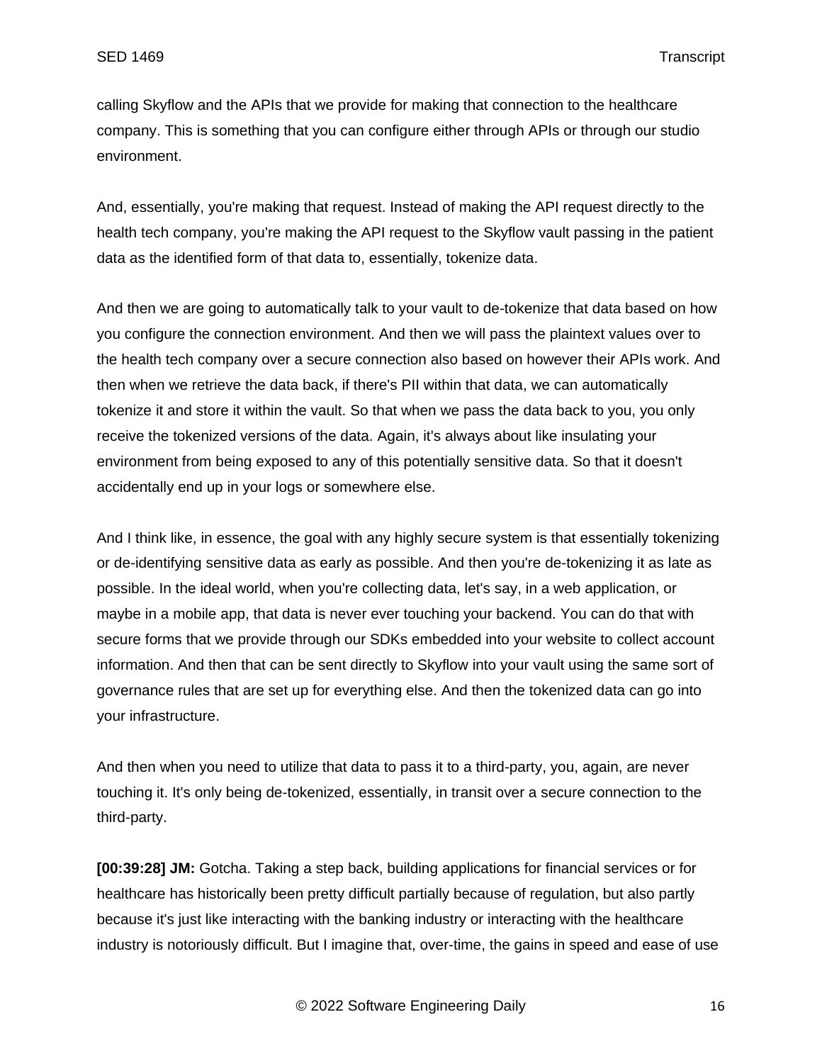calling Skyflow and the APIs that we provide for making that connection to the healthcare company. This is something that you can configure either through APIs or through our studio environment.

And, essentially, you're making that request. Instead of making the API request directly to the health tech company, you're making the API request to the Skyflow vault passing in the patient data as the identified form of that data to, essentially, tokenize data.

And then we are going to automatically talk to your vault to de-tokenize that data based on how you configure the connection environment. And then we will pass the plaintext values over to the health tech company over a secure connection also based on however their APIs work. And then when we retrieve the data back, if there's PII within that data, we can automatically tokenize it and store it within the vault. So that when we pass the data back to you, you only receive the tokenized versions of the data. Again, it's always about like insulating your environment from being exposed to any of this potentially sensitive data. So that it doesn't accidentally end up in your logs or somewhere else.

And I think like, in essence, the goal with any highly secure system is that essentially tokenizing or de-identifying sensitive data as early as possible. And then you're de-tokenizing it as late as possible. In the ideal world, when you're collecting data, let's say, in a web application, or maybe in a mobile app, that data is never ever touching your backend. You can do that with secure forms that we provide through our SDKs embedded into your website to collect account information. And then that can be sent directly to Skyflow into your vault using the same sort of governance rules that are set up for everything else. And then the tokenized data can go into your infrastructure.

And then when you need to utilize that data to pass it to a third-party, you, again, are never touching it. It's only being de-tokenized, essentially, in transit over a secure connection to the third-party.

**[00:39:28] JM:** Gotcha. Taking a step back, building applications for financial services or for healthcare has historically been pretty difficult partially because of regulation, but also partly because it's just like interacting with the banking industry or interacting with the healthcare industry is notoriously difficult. But I imagine that, over-time, the gains in speed and ease of use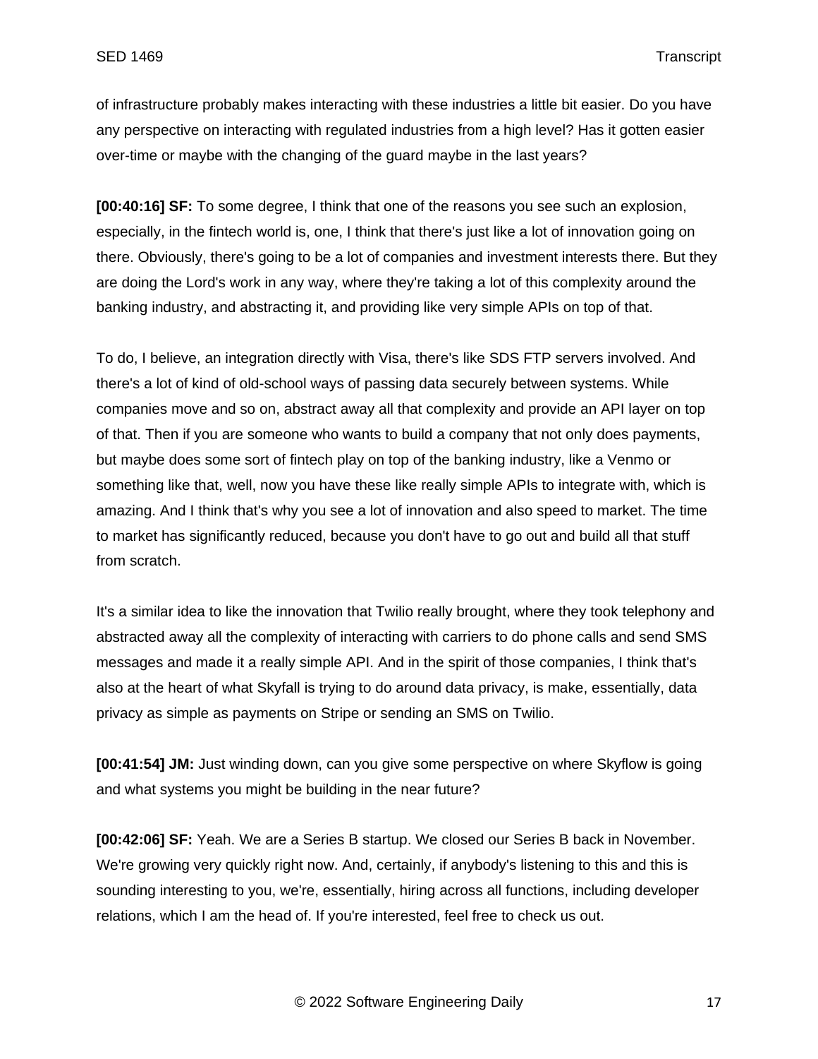of infrastructure probably makes interacting with these industries a little bit easier. Do you have any perspective on interacting with regulated industries from a high level? Has it gotten easier over-time or maybe with the changing of the guard maybe in the last years?

**[00:40:16] SF:** To some degree, I think that one of the reasons you see such an explosion, especially, in the fintech world is, one, I think that there's just like a lot of innovation going on there. Obviously, there's going to be a lot of companies and investment interests there. But they are doing the Lord's work in any way, where they're taking a lot of this complexity around the banking industry, and abstracting it, and providing like very simple APIs on top of that.

To do, I believe, an integration directly with Visa, there's like SDS FTP servers involved. And there's a lot of kind of old-school ways of passing data securely between systems. While companies move and so on, abstract away all that complexity and provide an API layer on top of that. Then if you are someone who wants to build a company that not only does payments, but maybe does some sort of fintech play on top of the banking industry, like a Venmo or something like that, well, now you have these like really simple APIs to integrate with, which is amazing. And I think that's why you see a lot of innovation and also speed to market. The time to market has significantly reduced, because you don't have to go out and build all that stuff from scratch.

It's a similar idea to like the innovation that Twilio really brought, where they took telephony and abstracted away all the complexity of interacting with carriers to do phone calls and send SMS messages and made it a really simple API. And in the spirit of those companies, I think that's also at the heart of what Skyfall is trying to do around data privacy, is make, essentially, data privacy as simple as payments on Stripe or sending an SMS on Twilio.

**[00:41:54] JM:** Just winding down, can you give some perspective on where Skyflow is going and what systems you might be building in the near future?

**[00:42:06] SF:** Yeah. We are a Series B startup. We closed our Series B back in November. We're growing very quickly right now. And, certainly, if anybody's listening to this and this is sounding interesting to you, we're, essentially, hiring across all functions, including developer relations, which I am the head of. If you're interested, feel free to check us out.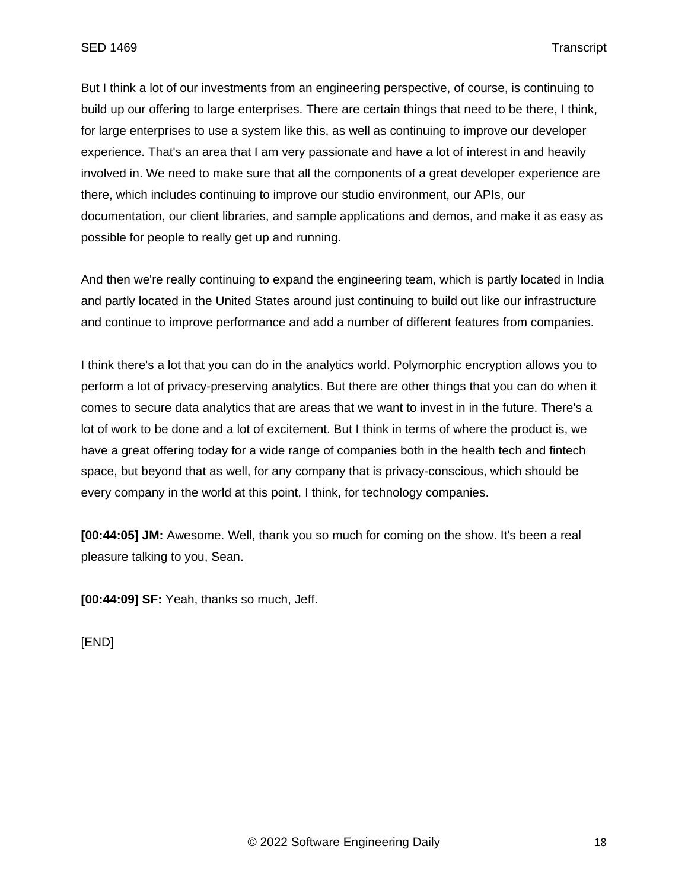But I think a lot of our investments from an engineering perspective, of course, is continuing to build up our offering to large enterprises. There are certain things that need to be there, I think, for large enterprises to use a system like this, as well as continuing to improve our developer experience. That's an area that I am very passionate and have a lot of interest in and heavily involved in. We need to make sure that all the components of a great developer experience are there, which includes continuing to improve our studio environment, our APIs, our documentation, our client libraries, and sample applications and demos, and make it as easy as possible for people to really get up and running.

And then we're really continuing to expand the engineering team, which is partly located in India and partly located in the United States around just continuing to build out like our infrastructure and continue to improve performance and add a number of different features from companies.

I think there's a lot that you can do in the analytics world. Polymorphic encryption allows you to perform a lot of privacy-preserving analytics. But there are other things that you can do when it comes to secure data analytics that are areas that we want to invest in in the future. There's a lot of work to be done and a lot of excitement. But I think in terms of where the product is, we have a great offering today for a wide range of companies both in the health tech and fintech space, but beyond that as well, for any company that is privacy-conscious, which should be every company in the world at this point, I think, for technology companies.

**[00:44:05] JM:** Awesome. Well, thank you so much for coming on the show. It's been a real pleasure talking to you, Sean.

**[00:44:09] SF:** Yeah, thanks so much, Jeff.

[END]

© 2022 Software Engineering Daily